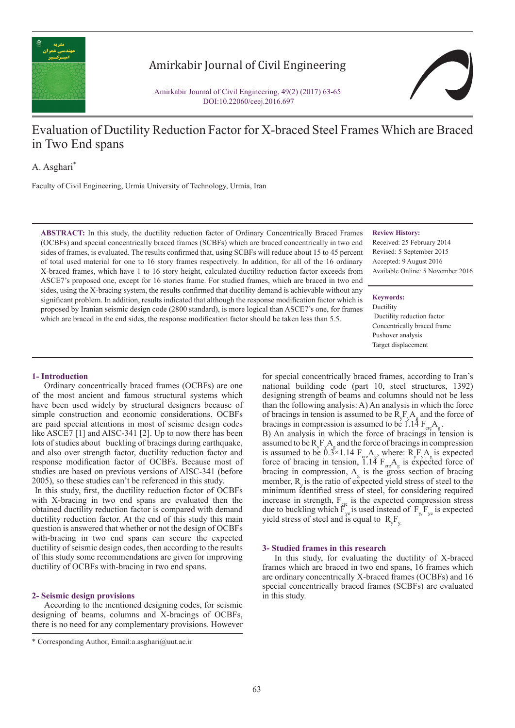# Evaluation of Ductility Reduction Factor for X-braced Steel Frames Which are Braced in Two End spans

A. Asghari*

Faculty of Civil Engineering, Urmia University of Technology, Urmia, Iran

**ABSTRACT:** In this study, the ductility reduction factor of Ordinary Concentrically Braced Frames (OCBFs) and special concentrically braced frames (SCBFs) which are braced concentrically in two end sides of frames, is evaluated. The results confirmed that, using SCBFs will reduce about 15 to 45 percent of total used material for one to 16 story frames respectively. In addition, for all of the 16 ordinary X-braced frames, which have 1 to 16 story height, calculated ductility reduction factor exceeds from ASCE7's proposed one, except for 16 stories frame. For studied frames, which are braced in two end sides, using the X-bracing system, the results confirmed that ductility demand is achievable without any significant problem. In addition, results indicated that although the response modification factor which is proposed by Iranian seismic design code (2800 standard), is more logical than ASCE7's one, for frames which are braced in the end sides, the response modification factor should be taken less than 5.5.

**Review History:**

Received: 25 February 2014
Revised: 5 September 2015
Accepted: 9 August 2016
Available Online: 5 November 2016

**Keywords:**

Ductility
Ductility reduction factor
Concentrically braced frame
Pushover analysis
Target displacement

## 1- Introduction

Ordinary concentrically braced frames (OCBFs) are one of the most ancient and famous structural systems which have been used widely by structural designers because of simple construction and economic considerations. OCBFs are paid special attentions in most of seismic design codes like ASCE7 [1] and AISC-341 [2]. Up to now there has been lots of studies about buckling of bracings during earthquake, and also over strength factor, ductility reduction factor and response modification factor of OCBFs. Because most of studies are based on previous versions of AISC-341 (before 2005), so these studies can't be referenced in this study.

In this study, first, the ductility reduction factor of OCBFs with X-bracing in two end spans are evaluated then the obtained ductility reduction factor is compared with demand ductility reduction factor. At the end of this study this main question is answered that whether or not the design of OCBFs with-bracing in two end spans can secure the expected ductility of seismic design codes, then according to the results of this study some recommendations are given for improving ductility of OCBFs with-bracing in two end spans.

## 2- Seismic design provisions

According to the mentioned designing codes, for seismic designing of beams, columns and X-bracings of OCBFs, there is no need for any complementary provisions. However for special concentrically braced frames, according to Iran's national building code (part 10, steel structures, 1392) designing strength of beams and columns should not be less than the following analysis: A) An analysis in which the force of bracings in tension is assumed to be $R_y F_y A_g$ and the force of bracings in compression is assumed to be $1.14\, F_{cre} A_g$.
B) An analysis in which the force of bracings in tension is assumed to be $R_y F_y A_g$ and the force of bracings in compression is assumed to be $0.3 \times 1.14\, F_{cre} A_g$, where: $R_y F_y A_g$ is expected force of bracing in tension, $1.14\, F_{cre} A_g$ is expected force of bracing in compression, $A_g$ is the gross section of bracing member, $R_y$ is the ratio of expected yield stress of steel to the minimum identified stress of steel, for considering required increase in strength, $F_{cre}$ is the expected compression stress due to buckling which $F_{ye}$ is used instead of $F_y$. $F_{ye}$ is expected yield stress of steel and is equal to $R_y F_y$.

## 3- Studied frames in this research

In this study, for evaluating the ductility of X-braced frames which are braced in two end spans, 16 frames which are ordinary concentrically X-braced frames (OCBFs) and 16 special concentrically braced frames (SCBFs) are evaluated in this study.

* Corresponding Author, Email:a.asghari@uut.ac.ir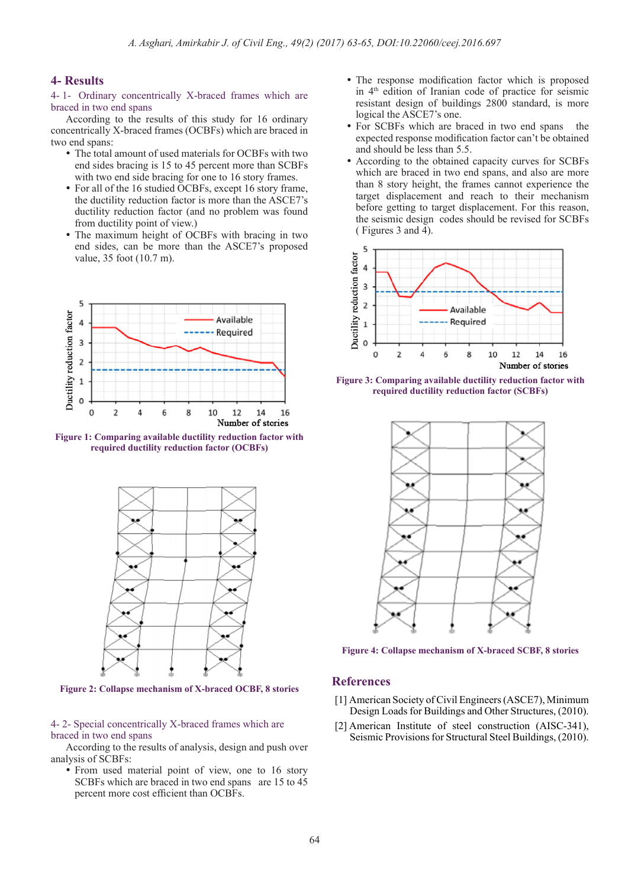## 4- Results

### 4- 1- Ordinary concentrically X-braced frames which are braced in two end spans

According to the results of this study for 16 ordinary concentrically X-braced frames (OCBFs) which are braced in two end spans:

- The total amount of used materials for OCBFs with two end sides bracing is 15 to 45 percent more than SCBFs with two end side bracing for one to 16 story frames.
- For all of the 16 studied OCBFs, except 16 story frame, the ductility reduction factor is more than the ASCE7's ductility reduction factor (and no problem was found from ductility point of view.)
- The maximum height of OCBFs with bracing in two end sides, can be more than the ASCE7's proposed value, 35 foot (10.7 m).

Figure 1: Comparing available ductility reduction factor with required ductility reduction factor (OCBFs)

Figure 2: Collapse mechanism of X-braced OCBF, 8 stories

### 4- 2- Special concentrically X-braced frames which are braced in two end spans

According to the results of analysis, design and push over analysis of SCBFs:

- From used material point of view, one to 16 story SCBFs which are braced in two end spans are 15 to 45 percent more cost efficient than OCBFs.
- The response modification factor which is proposed in 4th edition of Iranian code of practice for seismic resistant design of buildings 2800 standard, is more logical the ASCE7's one.
- For SCBFs which are braced in two end spans the expected response modification factor can't be obtained and should be less than 5.5.
- According to the obtained capacity curves for SCBFs which are braced in two end spans, and also are more than 8 story height, the frames cannot experience the target displacement and reach to their mechanism before getting to target displacement. For this reason, the seismic design codes should be revised for SCBFs ( Figures 3 and 4).

Figure 3: Comparing available ductility reduction factor with required ductility reduction factor (SCBFs)

Figure 4: Collapse mechanism of X-braced SCBF, 8 stories

## References

[1] American Society of Civil Engineers (ASCE7), Minimum Design Loads for Buildings and Other Structures, (2010).

[2] American Institute of steel construction (AISC-341), Seismic Provisions for Structural Steel Buildings, (2010).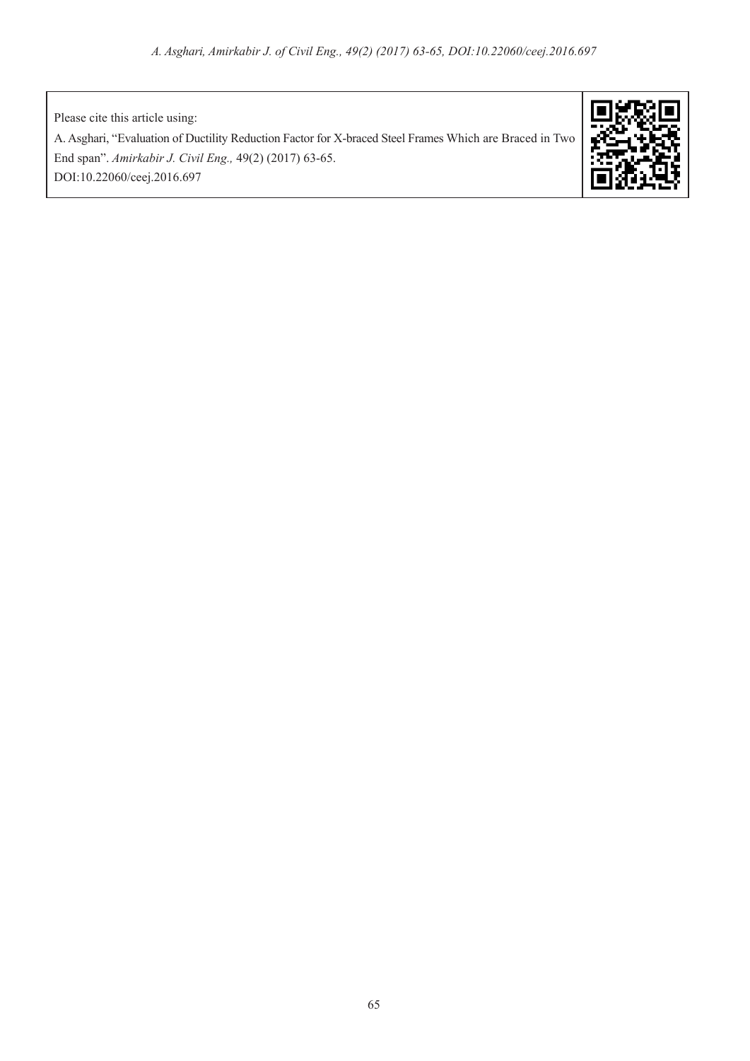Please cite this article using:

A. Asghari, "Evaluation of Ductility Reduction Factor for X-braced Steel Frames Which are Braced in Two End span". *Amirkabir J. Civil Eng.,* 49(2) (2017) 63-65.

DOI:10.22060/ceej.2016.697